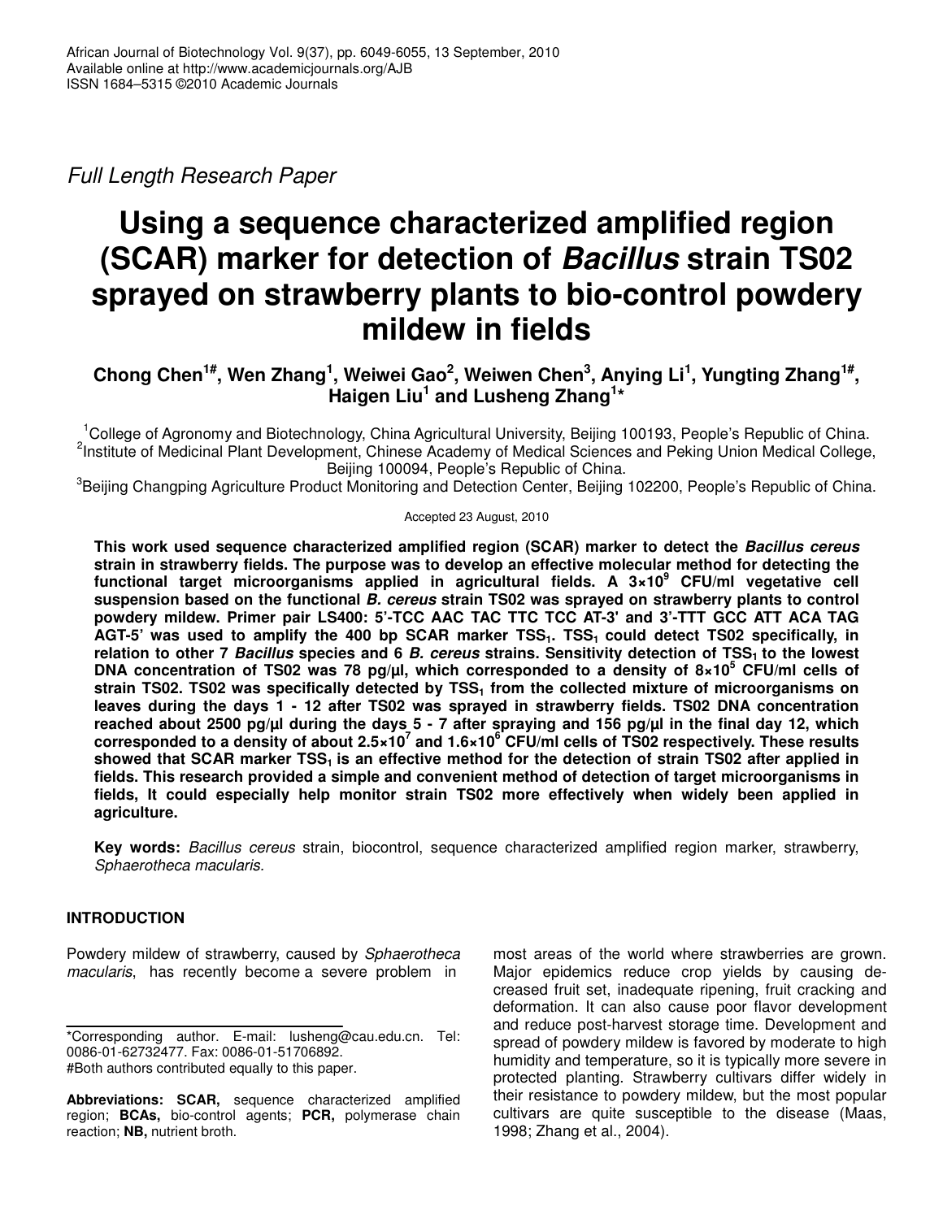*Full Length Research Paper*

# Using a sequence characterized amplified region (SCAR) marker for detection of *Bacillus* strain TS02 sprayed on strawberry plants to bio-control powdery mildew in fields

**Chong Chen[1#], Wen Zhang[1], Weiwei Gao[2], Weiwen Chen[3], Anying Li[1], Yungting Zhang[1#], Haigen Liu[1] and Lusheng Zhang[1*]**

[1]College of Agronomy and Biotechnology, China Agricultural University, Beijing 100193, People's Republic of China.
[2]Institute of Medicinal Plant Development, Chinese Academy of Medical Sciences and Peking Union Medical College, Beijing 100094, People's Republic of China.
[3]Beijing Changping Agriculture Product Monitoring and Detection Center, Beijing 102200, People's Republic of China.

Accepted 23 August, 2010

**This work used sequence characterized amplified region (SCAR) marker to detect the *Bacillus cereus* strain in strawberry fields. The purpose was to develop an effective molecular method for detecting the functional target microorganisms applied in agricultural fields. A $3×10^9$ CFU/ml vegetative cell suspension based on the functional *B. cereus* strain TS02 was sprayed on strawberry plants to control powdery mildew. Primer pair LS400: 5'-TCC AAC TAC TTC TCC AT-3' and 3'-TTT GCC ATT ACA TAG AGT-5' was used to amplify the 400 bp SCAR marker $TSS_1$. $TSS_1$ could detect TS02 specifically, in relation to other 7 *Bacillus* species and 6 *B. cereus* strains. Sensitivity detection of $TSS_1$ to the lowest DNA concentration of TS02 was 78 pg/µl, which corresponded to a density of $8×10^5$ CFU/ml cells of strain TS02. TS02 was specifically detected by $TSS_1$ from the collected mixture of microorganisms on leaves during the days 1 - 12 after TS02 was sprayed in strawberry fields. TS02 DNA concentration reached about 2500 pg/µl during the days 5 - 7 after spraying and 156 pg/µl in the final day 12, which corresponded to a density of about $2.5×10^7$ and $1.6×10^6$ CFU/ml cells of TS02 respectively. These results showed that SCAR marker $TSS_1$ is an effective method for the detection of strain TS02 after applied in fields. This research provided a simple and convenient method of detection of target microorganisms in fields, It could especially help monitor strain TS02 more effectively when widely been applied in agriculture.**

**Key words:** *Bacillus cereus* strain, biocontrol, sequence characterized amplified region marker, strawberry, *Sphaerotheca macularis*.

## INTRODUCTION

Powdery mildew of strawberry, caused by *Sphaerotheca macularis*, has recently become a severe problem in most areas of the world where strawberries are grown. Major epidemics reduce crop yields by causing decreased fruit set, inadequate ripening, fruit cracking and deformation. It can also cause poor flavor development and reduce post-harvest storage time. Development and spread of powdery mildew is favored by moderate to high humidity and temperature, so it is typically more severe in protected planting. Strawberry cultivars differ widely in their resistance to powdery mildew, but the most popular cultivars are quite susceptible to the disease (Maas, 1998; Zhang et al., 2004).

\*Corresponding author. E-mail: lusheng@cau.edu.cn. Tel: 0086-01-62732477. Fax: 0086-01-51706892.
#Both authors contributed equally to this paper.

**Abbreviations: SCAR,** sequence characterized amplified region; **BCAs,** bio-control agents; **PCR,** polymerase chain reaction; **NB,** nutrient broth.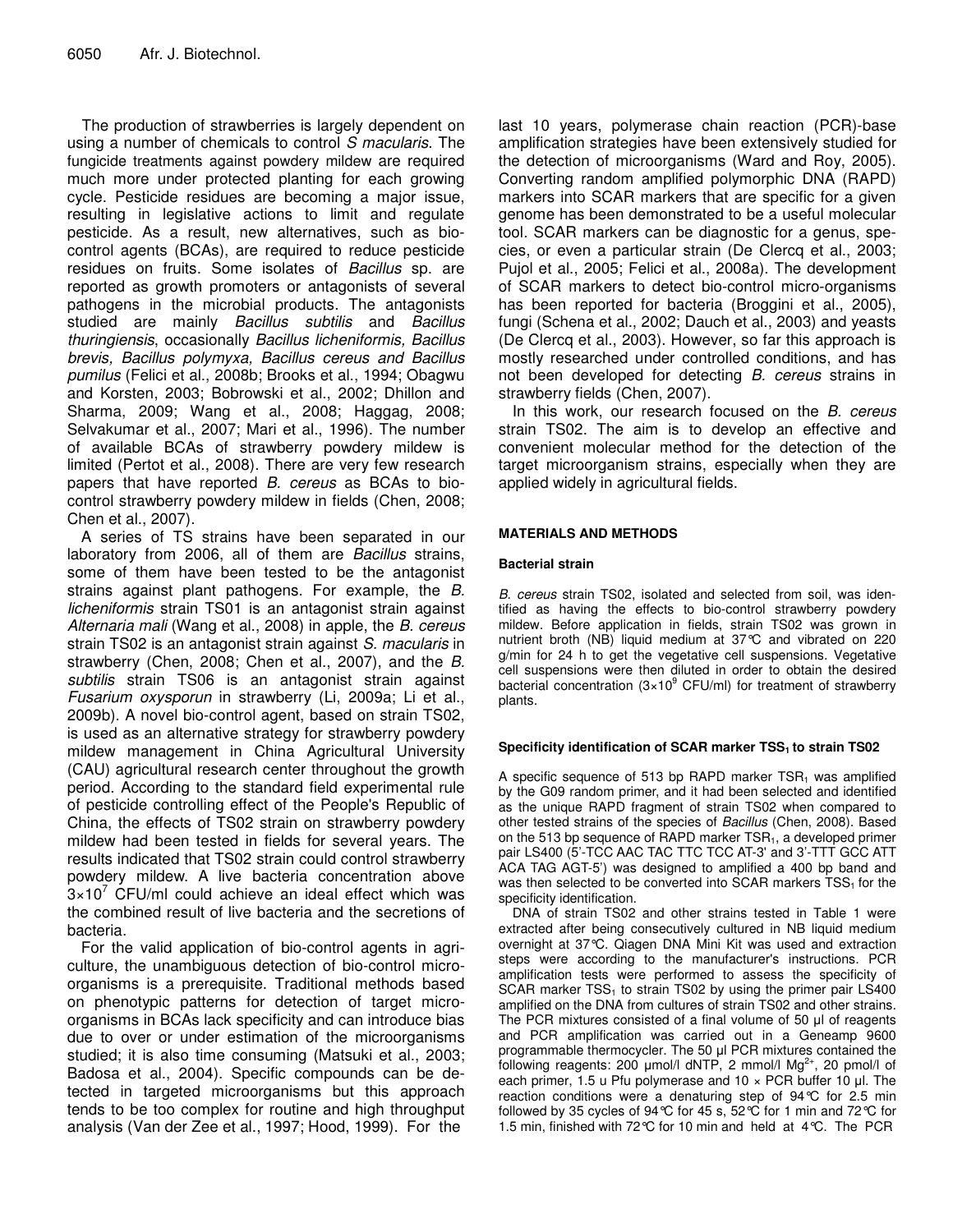The production of strawberries is largely dependent on using a number of chemicals to control *S macularis*. The fungicide treatments against powdery mildew are required much more under protected planting for each growing cycle. Pesticide residues are becoming a major issue, resulting in legislative actions to limit and regulate pesticide. As a result, new alternatives, such as bio-control agents (BCAs), are required to reduce pesticide residues on fruits. Some isolates of *Bacillus* sp. are reported as growth promoters or antagonists of several pathogens in the microbial products. The antagonists studied are mainly *Bacillus subtilis* and *Bacillus thuringiensis*, occasionally *Bacillus licheniformis, Bacillus brevis, Bacillus polymyxa, Bacillus cereus and Bacillus pumilus* (Felici et al., 2008b; Brooks et al., 1994; Obagwu and Korsten, 2003; Bobrowski et al., 2002; Dhillon and Sharma, 2009; Wang et al., 2008; Haggag, 2008; Selvakumar et al., 2007; Mari et al., 1996). The number of available BCAs of strawberry powdery mildew is limited (Pertot et al., 2008). There are very few research papers that have reported *B. cereus* as BCAs to bio-control strawberry powdery mildew in fields (Chen, 2008; Chen et al., 2007).

A series of TS strains have been separated in our laboratory from 2006, all of them are *Bacillus* strains, some of them have been tested to be the antagonist strains against plant pathogens. For example, the *B. licheniformis* strain TS01 is an antagonist strain against *Alternaria mali* (Wang et al., 2008) in apple, the *B. cereus* strain TS02 is an antagonist strain against *S. macularis* in strawberry (Chen, 2008; Chen et al., 2007), and the *B. subtilis* strain TS06 is an antagonist strain against *Fusarium oxysporun* in strawberry (Li, 2009a; Li et al., 2009b). A novel bio-control agent, based on strain TS02, is used as an alternative strategy for strawberry powdery mildew management in China Agricultural University (CAU) agricultural research center throughout the growth period. According to the standard field experimental rule of pesticide controlling effect of the People's Republic of China, the effects of TS02 strain on strawberry powdery mildew had been tested in fields for several years. The results indicated that TS02 strain could control strawberry powdery mildew. A live bacteria concentration above $3\times10^7$ CFU/ml could achieve an ideal effect which was the combined result of live bacteria and the secretions of bacteria.

For the valid application of bio-control agents in agriculture, the unambiguous detection of bio-control micro-organisms is a prerequisite. Traditional methods based on phenotypic patterns for detection of target micro-organisms in BCAs lack specificity and can introduce bias due to over or under estimation of the microorganisms studied; it is also time consuming (Matsuki et al., 2003; Badosa et al., 2004). Specific compounds can be detected in targeted microorganisms but this approach tends to be too complex for routine and high throughput analysis (Van der Zee et al., 1997; Hood, 1999). For the last 10 years, polymerase chain reaction (PCR)-base amplification strategies have been extensively studied for the detection of microorganisms (Ward and Roy, 2005). Converting random amplified polymorphic DNA (RAPD) markers into SCAR markers that are specific for a given genome has been demonstrated to be a useful molecular tool. SCAR markers can be diagnostic for a genus, species, or even a particular strain (De Clercq et al., 2003; Pujol et al., 2005; Felici et al., 2008a). The development of SCAR markers to detect bio-control micro-organisms has been reported for bacteria (Broggini et al., 2005), fungi (Schena et al., 2002; Dauch et al., 2003) and yeasts (De Clercq et al., 2003). However, so far this approach is mostly researched under controlled conditions, and has not been developed for detecting *B. cereus* strains in strawberry fields (Chen, 2007).

In this work, our research focused on the *B. cereus* strain TS02. The aim is to develop an effective and convenient molecular method for the detection of the target microorganism strains, especially when they are applied widely in agricultural fields.

## MATERIALS AND METHODS

### Bacterial strain

*B. cereus* strain TS02, isolated and selected from soil, was identified as having the effects to bio-control strawberry powdery mildew. Before application in fields, strain TS02 was grown in nutrient broth (NB) liquid medium at 37°C and vibrated on 220 g/min for 24 h to get the vegetative cell suspensions. Vegetative cell suspensions were then diluted in order to obtain the desired bacterial concentration ($3\times10^9$ CFU/ml) for treatment of strawberry plants.

### Specificity identification of SCAR marker $TSS_1$ to strain TS02

A specific sequence of 513 bp RAPD marker $TSR_1$ was amplified by the G09 random primer, and it had been selected and identified as the unique RAPD fragment of strain TS02 when compared to other tested strains of the species of *Bacillus* (Chen, 2008). Based on the 513 bp sequence of RAPD marker $TSR_1$, a developed primer pair LS400 (5'-TCC AAC TAC TTC TCC AT-3' and 3'-TTT GCC ATT ACA TAG AGT-5') was designed to amplified a 400 bp band and was then selected to be converted into SCAR markers $TSS_1$ for the specificity identification.

DNA of strain TS02 and other strains tested in Table 1 were extracted after being consecutively cultured in NB liquid medium overnight at 37°C. Qiagen DNA Mini Kit was used and extraction steps were according to the manufacturer's instructions. PCR amplification tests were performed to assess the specificity of SCAR marker $TSS_1$ to strain TS02 by using the primer pair LS400 amplified on the DNA from cultures of strain TS02 and other strains. The PCR mixtures consisted of a final volume of 50 µl of reagents and PCR amplification was carried out in a Geneamp 9600 programmable thermocycler. The 50 µl PCR mixtures contained the following reagents: 200 µmol/l dNTP, 2 mmol/l $Mg^{2+}$, 20 pmol/l of each primer, 1.5 u Pfu polymerase and 10 × PCR buffer 10 µl. The reaction conditions were a denaturing step of 94°C for 2.5 min followed by 35 cycles of 94°C for 45 s, 52°C for 1 min and 72°C for 1.5 min, finished with 72°C for 10 min and held at 4°C. The PCR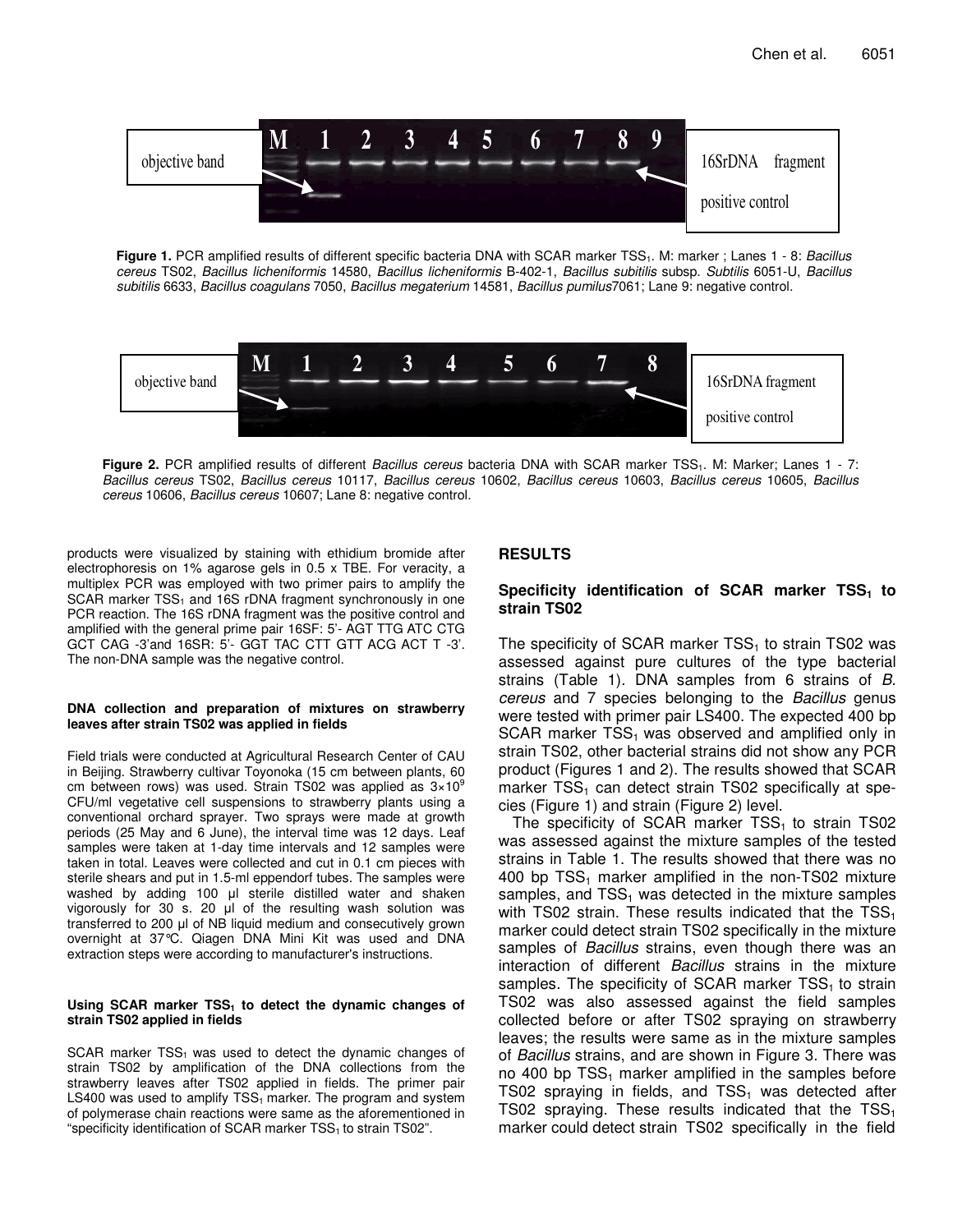**Figure 1.** PCR amplified results of different specific bacteria DNA with SCAR marker $TSS_1$. M: marker ; Lanes 1 - 8: *Bacillus cereus* TS02, *Bacillus licheniformis* 14580, *Bacillus licheniformis* B-402-1, *Bacillus subitilis* subsp. *Subtilis* 6051-U, *Bacillus subitilis* 6633, *Bacillus coagulans* 7050, *Bacillus megaterium* 14581, *Bacillus pumilus*7061; Lane 9: negative control.

**Figure 2.** PCR amplified results of different *Bacillus cereus* bacteria DNA with SCAR marker $TSS_1$. M: Marker; Lanes 1 - 7: *Bacillus cereus* TS02, *Bacillus cereus* 10117, *Bacillus cereus* 10602, *Bacillus cereus* 10603, *Bacillus cereus* 10605, *Bacillus cereus* 10606, *Bacillus cereus* 10607; Lane 8: negative control.

products were visualized by staining with ethidium bromide after electrophoresis on 1% agarose gels in 0.5 x TBE. For veracity, a multiplex PCR was employed with two primer pairs to amplify the SCAR marker $TSS_1$ and 16S rDNA fragment synchronously in one PCR reaction. The 16S rDNA fragment was the positive control and amplified with the general prime pair 16SF: 5'- AGT TTG ATC CTG GCT CAG -3'and 16SR: 5'- GGT TAC CTT GTT ACG ACT T -3'. The non-DNA sample was the negative control.

#### DNA collection and preparation of mixtures on strawberry leaves after strain TS02 was applied in fields

Field trials were conducted at Agricultural Research Center of CAU in Beijing. Strawberry cultivar Toyonoka (15 cm between plants, 60 cm between rows) was used. Strain TS02 was applied as $3\times10^9$ CFU/ml vegetative cell suspensions to strawberry plants using a conventional orchard sprayer. Two sprays were made at growth periods (25 May and 6 June), the interval time was 12 days. Leaf samples were taken at 1-day time intervals and 12 samples were taken in total. Leaves were collected and cut in 0.1 cm pieces with sterile shears and put in 1.5-ml eppendorf tubes. The samples were washed by adding 100 μl sterile distilled water and shaken vigorously for 30 s. 20 μl of the resulting wash solution was transferred to 200 μl of NB liquid medium and consecutively grown overnight at 37°C. Qiagen DNA Mini Kit was used and DNA extraction steps were according to manufacturer's instructions.

#### Using SCAR marker $TSS_1$ to detect the dynamic changes of strain TS02 applied in fields

SCAR marker $TSS_1$ was used to detect the dynamic changes of strain TS02 by amplification of the DNA collections from the strawberry leaves after TS02 applied in fields. The primer pair LS400 was used to amplify $TSS_1$ marker. The program and system of polymerase chain reactions were same as the aforementioned in "specificity identification of SCAR marker $TSS_1$ to strain TS02".

## RESULTS

### Specificity identification of SCAR marker $TSS_1$ to strain TS02

The specificity of SCAR marker $TSS_1$ to strain TS02 was assessed against pure cultures of the type bacterial strains (Table 1). DNA samples from 6 strains of *B. cereus* and 7 species belonging to the *Bacillus* genus were tested with primer pair LS400. The expected 400 bp SCAR marker $TSS_1$ was observed and amplified only in strain TS02, other bacterial strains did not show any PCR product (Figures 1 and 2). The results showed that SCAR marker $TSS_1$ can detect strain TS02 specifically at species (Figure 1) and strain (Figure 2) level.

The specificity of SCAR marker $TSS_1$ to strain TS02 was assessed against the mixture samples of the tested strains in Table 1. The results showed that there was no 400 bp $TSS_1$ marker amplified in the non-TS02 mixture samples, and $TSS_1$ was detected in the mixture samples with TS02 strain. These results indicated that the $TSS_1$ marker could detect strain TS02 specifically in the mixture samples of *Bacillus* strains, even though there was an interaction of different *Bacillus* strains in the mixture samples. The specificity of SCAR marker $TSS_1$ to strain TS02 was also assessed against the field samples collected before or after TS02 spraying on strawberry leaves; the results were same as in the mixture samples of *Bacillus* strains, and are shown in Figure 3. There was no 400 bp $TSS_1$ marker amplified in the samples before TS02 spraying in fields, and $TSS_1$ was detected after TS02 spraying. These results indicated that the $TSS_1$ marker could detect strain TS02 specifically in the field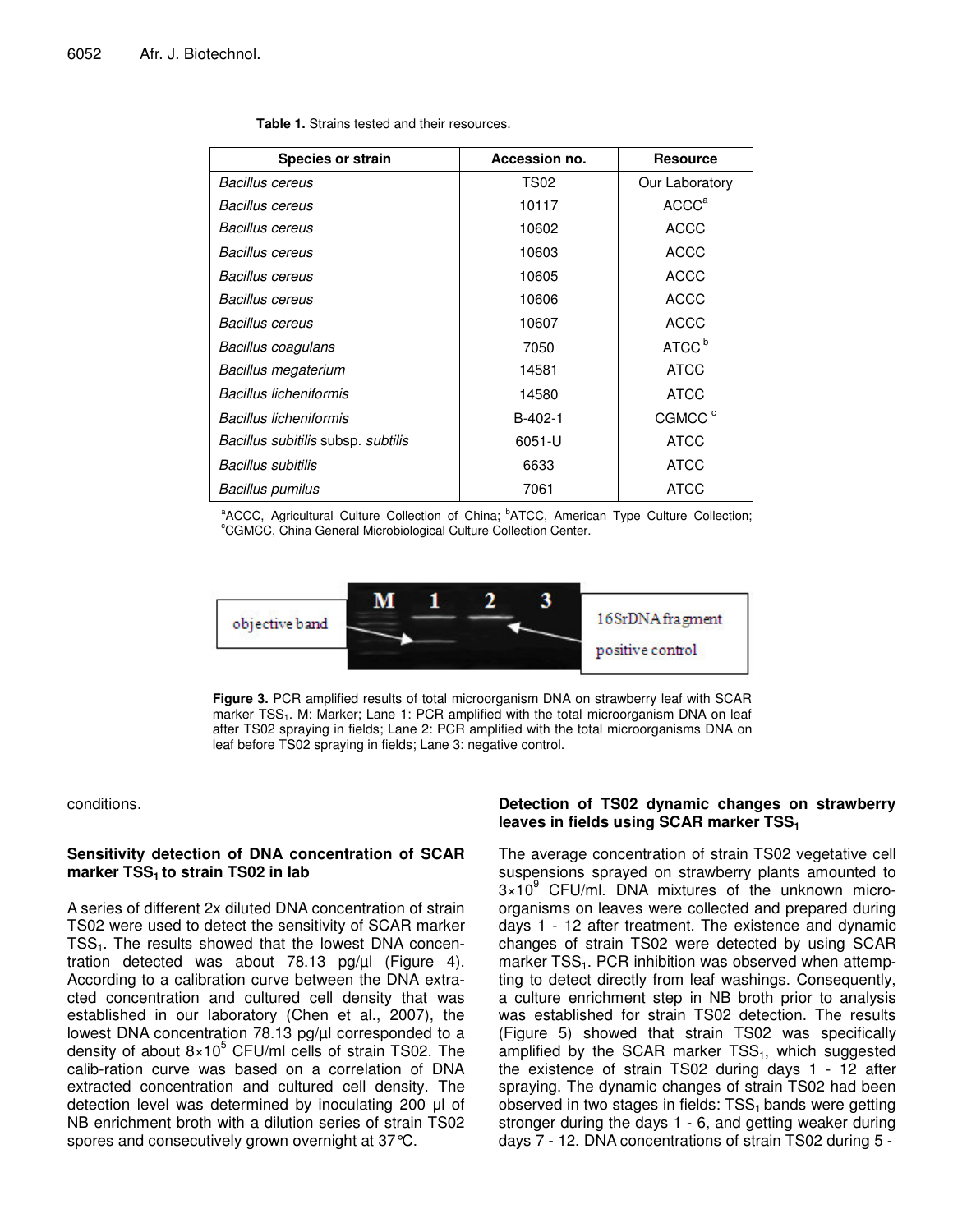**Table 1.** Strains tested and their resources.

| Species or strain | Accession no. | Resource |
|---|---|---|
| *Bacillus cereus* | TS02 | Our Laboratory |
| *Bacillus cereus* | 10117 | ACCC[a] |
| *Bacillus cereus* | 10602 | ACCC |
| *Bacillus cereus* | 10603 | ACCC |
| *Bacillus cereus* | 10605 | ACCC |
| *Bacillus cereus* | 10606 | ACCC |
| *Bacillus cereus* | 10607 | ACCC |
| *Bacillus coagulans* | 7050 | ATCC[b] |
| *Bacillus megaterium* | 14581 | ATCC |
| *Bacillus licheniformis* | 14580 | ATCC |
| *Bacillus licheniformis* | B-402-1 | CGMCC[c] |
| *Bacillus subitilis* subsp. *subtilis* | 6051-U | ATCC |
| *Bacillus subitilis* | 6633 | ATCC |
| *Bacillus pumilus* | 7061 | ATCC |

[a]ACCC, Agricultural Culture Collection of China; [b]ATCC, American Type Culture Collection; [c]CGMCC, China General Microbiological Culture Collection Center.

**Figure 3.** PCR amplified results of total microorganism DNA on strawberry leaf with SCAR marker $TSS_1$. M: Marker; Lane 1: PCR amplified with the total microorganism DNA on leaf after TS02 spraying in fields; Lane 2: PCR amplified with the total microorganisms DNA on leaf before TS02 spraying in fields; Lane 3: negative control.

conditions.

## Sensitivity detection of DNA concentration of SCAR marker $TSS_1$ to strain TS02 in lab

A series of different 2x diluted DNA concentration of strain TS02 were used to detect the sensitivity of SCAR marker $TSS_1$. The results showed that the lowest DNA concentration detected was about 78.13 pg/µl (Figure 4). According to a calibration curve between the DNA extracted concentration and cultured cell density that was established in our laboratory (Chen et al., 2007), the lowest DNA concentration 78.13 pg/µl corresponded to a density of about $8 \times 10^5$ CFU/ml cells of strain TS02. The calib-ration curve was based on a correlation of DNA extracted concentration and cultured cell density. The detection level was determined by inoculating 200 µl of NB enrichment broth with a dilution series of strain TS02 spores and consecutively grown overnight at 37°C.

## Detection of TS02 dynamic changes on strawberry leaves in fields using SCAR marker $TSS_1$

The average concentration of strain TS02 vegetative cell suspensions sprayed on strawberry plants amounted to $3 \times 10^9$ CFU/ml. DNA mixtures of the unknown micro-organisms on leaves were collected and prepared during days 1 - 12 after treatment. The existence and dynamic changes of strain TS02 were detected by using SCAR marker $TSS_1$. PCR inhibition was observed when attempting to detect directly from leaf washings. Consequently, a culture enrichment step in NB broth prior to analysis was established for strain TS02 detection. The results (Figure 5) showed that strain TS02 was specifically amplified by the SCAR marker $TSS_1$, which suggested the existence of strain TS02 during days 1 - 12 after spraying. The dynamic changes of strain TS02 had been observed in two stages in fields: $TSS_1$ bands were getting stronger during the days 1 - 6, and getting weaker during days 7 - 12. DNA concentrations of strain TS02 during 5 -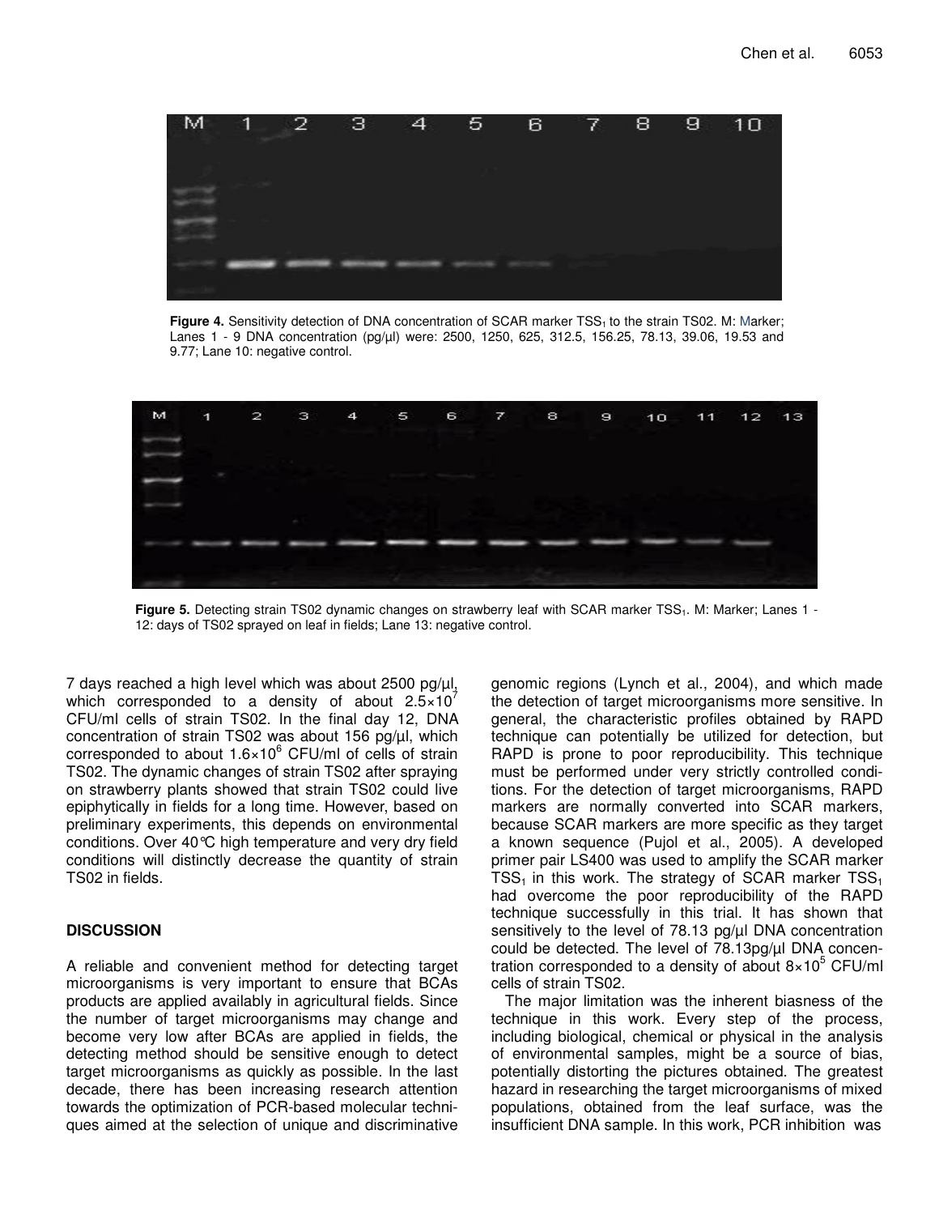**Figure 4.** Sensitivity detection of DNA concentration of SCAR marker $TSS_1$ to the strain TS02. M: Marker; Lanes 1 - 9 DNA concentration (pg/µl) were: 2500, 1250, 625, 312.5, 156.25, 78.13, 39.06, 19.53 and 9.77; Lane 10: negative control.

**Figure 5.** Detecting strain TS02 dynamic changes on strawberry leaf with SCAR marker $TSS_1$. M: Marker; Lanes 1 - 12: days of TS02 sprayed on leaf in fields; Lane 13: negative control.

7 days reached a high level which was about 2500 pg/µl, which corresponded to a density of about $2.5\times10^7$ CFU/ml cells of strain TS02. In the final day 12, DNA concentration of strain TS02 was about 156 pg/µl, which corresponded to about $1.6\times10^6$ CFU/ml of cells of strain TS02. The dynamic changes of strain TS02 after spraying on strawberry plants showed that strain TS02 could live epiphytically in fields for a long time. However, based on preliminary experiments, this depends on environmental conditions. Over 40°C high temperature and very dry field conditions will distinctly decrease the quantity of strain TS02 in fields.

## DISCUSSION

A reliable and convenient method for detecting target microorganisms is very important to ensure that BCAs products are applied availably in agricultural fields. Since the number of target microorganisms may change and become very low after BCAs are applied in fields, the detecting method should be sensitive enough to detect target microorganisms as quickly as possible. In the last decade, there has been increasing research attention towards the optimization of PCR-based molecular techniques aimed at the selection of unique and discriminative genomic regions (Lynch et al., 2004), and which made the detection of target microorganisms more sensitive. In general, the characteristic profiles obtained by RAPD technique can potentially be utilized for detection, but RAPD is prone to poor reproducibility. This technique must be performed under very strictly controlled conditions. For the detection of target microorganisms, RAPD markers are normally converted into SCAR markers, because SCAR markers are more specific as they target a known sequence (Pujol et al., 2005). A developed primer pair LS400 was used to amplify the SCAR marker $TSS_1$ in this work. The strategy of SCAR marker $TSS_1$ had overcome the poor reproducibility of the RAPD technique successfully in this trial. It has shown that sensitively to the level of 78.13 pg/µl DNA concentration could be detected. The level of 78.13pg/µl DNA concentration corresponded to a density of about $8\times10^5$ CFU/ml cells of strain TS02.

The major limitation was the inherent biasness of the technique in this work. Every step of the process, including biological, chemical or physical in the analysis of environmental samples, might be a source of bias, potentially distorting the pictures obtained. The greatest hazard in researching the target microorganisms of mixed populations, obtained from the leaf surface, was the insufficient DNA sample. In this work, PCR inhibition was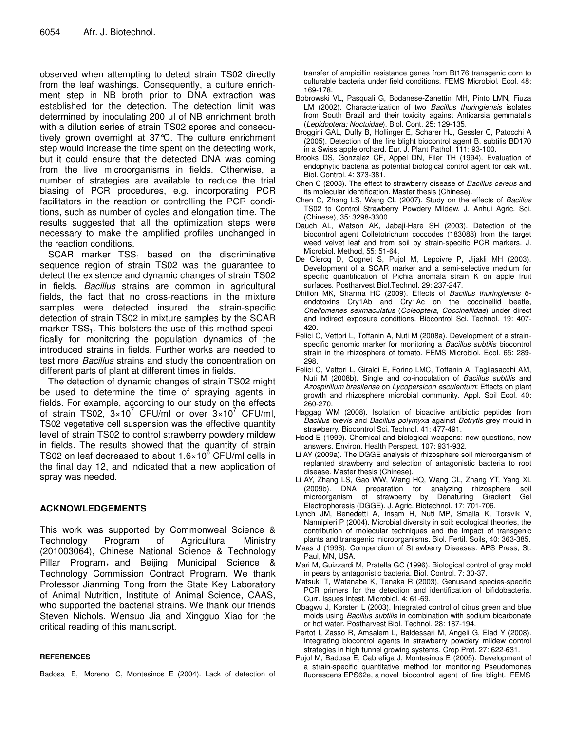observed when attempting to detect strain TS02 directly from the leaf washings. Consequently, a culture enrichment step in NB broth prior to DNA extraction was established for the detection. The detection limit was determined by inoculating 200 µl of NB enrichment broth with a dilution series of strain TS02 spores and consecutively grown overnight at 37°C. The culture enrichment step would increase the time spent on the detecting work, but it could ensure that the detected DNA was coming from the live microorganisms in fields. Otherwise, a number of strategies are available to reduce the trial biasing of PCR procedures, e.g. incorporating PCR facilitators in the reaction or controlling the PCR conditions, such as number of cycles and elongation time. The results suggested that all the optimization steps were necessary to make the amplified profiles unchanged in the reaction conditions.

SCAR marker $TSS_1$ based on the discriminative sequence region of strain TS02 was the guarantee to detect the existence and dynamic changes of strain TS02 in fields. *Bacillus* strains are common in agricultural fields, the fact that no cross-reactions in the mixture samples were detected insured the strain-specific detection of strain TS02 in mixture samples by the SCAR marker $TSS_1$. This bolsters the use of this method specifically for monitoring the population dynamics of the introduced strains in fields. Further works are needed to test more *Bacillus* strains and study the concentration on different parts of plant at different times in fields.

The detection of dynamic changes of strain TS02 might be used to determine the time of spraying agents in fields. For example, according to our study on the effects of strain TS02, $3\times10^7$ CFU/ml or over $3\times10^7$ CFU/ml, TS02 vegetative cell suspension was the effective quantity level of strain TS02 to control strawberry powdery mildew in fields. The results showed that the quantity of strain TS02 on leaf decreased to about $1.6\times10^6$ CFU/ml cells in the final day 12, and indicated that a new application of spray was needed.

## ACKNOWLEDGEMENTS

This work was supported by Commonweal Science & Technology Program of Agricultural Ministry (201003064), Chinese National Science & Technology Pillar Program, and Beijing Municipal Science & Technology Commission Contract Program. We thank Professor Jianming Tong from the State Key Laboratory of Animal Nutrition, Institute of Animal Science, CAAS, who supported the bacterial strains. We thank our friends Steven Nichols, Wensuo Jia and Xingguo Xiao for the critical reading of this manuscript.

### REFERENCES

Badosa E, Moreno C, Montesinos E (2004). Lack of detection of transfer of ampicillin resistance genes from Bt176 transgenic corn to culturable bacteria under field conditions. FEMS Microbiol. Ecol. 48: 169-178.

Bobrowski VL, Pasquali G, Bodanese-Zanettini MH, Pinto LMN, Fiuza LM (2002). Characterization of two *Bacillus thuringiensis* isolates from South Brazil and their toxicity against Anticarsia gemmatalis (*Lepidoptera: Noctuidae*). Biol. Cont. 25: 129-135.

Broggini GAL, Duffy B, Hollinger E, Scharer HJ, Gessler C, Patocchi A (2005). Detection of the fire blight biocontrol agent B. subtilis BD170 in a Swiss apple orchard. Eur. J. Plant Pathol. 111: 93-100.

Brooks DS, Gonzalez CF, Appel DN, Filer TH (1994). Evaluation of endophytic bacteria as potential biological control agent for oak wilt. Biol. Control. 4: 373-381.

Chen C (2008). The effect to strawberry disease of *Bacillus cereus* and its molecular identification. Master thesis (Chinese).

Chen C, Zhang LS, Wang CL (2007). Study on the effects of *Bacillus* TS02 to Control Strawberry Powdery Mildew. J. Anhui Agric. Sci. (Chinese), 35: 3298-3300.

Dauch AL, Watson AK, Jabaji-Hare SH (2003). Detection of the biocontrol agent Colletotrichum coccodes (183088) from the target weed velvet leaf and from soil by strain-specific PCR markers. J. Microbiol. Method, 55: 51-64.

De Clercq D, Cognet S, Pujol M, Lepoivre P, Jijakli MH (2003). Development of a SCAR marker and a semi-selective medium for specific quantification of Pichia anomala strain K on apple fruit surfaces. Postharvest Biol.Technol. 29: 237-247.

Dhillon MK, Sharma HC (2009). Effects of *Bacillus thuringiensis* δ-endotoxins Cry1Ab and Cry1Ac on the coccinellid beetle, *Cheilomenes sexmaculatus* (*Coleoptera, Coccinellidae*) under direct and indirect exposure conditions. Biocontrol Sci. Technol. 19: 407-420.

Felici C, Vettori L, Toffanin A, Nuti M (2008a). Development of a strain-specific genomic marker for monitoring a *Bacillus subtilis* biocontrol strain in the rhizosphere of tomato. FEMS Microbiol. Ecol. 65: 289-298.

Felici C, Vettori L, Giraldi E, Forino LMC, Toffanin A, Tagliasacchi AM, Nuti M (2008b). Single and co-inoculation of *Bacillus subtilis* and *Azospirillum brasilense* on *Lycopersicon esculentum*: Effects on plant growth and rhizosphere microbial community. Appl. Soil Ecol. 40: 260-270.

Haggag WM (2008). Isolation of bioactive antibiotic peptides from *Bacillus brevis* and *Bacillus polymyxa* against *Botrytis* grey mould in strawberry. Biocontrol Sci. Technol. 41: 477-491.

Hood E (1999). Chemical and biological weapons: new questions, new answers. Environ. Health Perspect. 107: 931-932.

Li AY (2009a). The DGGE analysis of rhizosphere soil microorganism of replanted strawberry and selection of antagonistic bacteria to root disease. Master thesis (Chinese).

Li AY, Zhang LS, Gao WW, Wang HQ, Wang CL, Zhang YT, Yang XL (2009b). DNA preparation for analyzing rhizosphere soil microorganism of strawberry by Denaturing Gradient Gel Electrophoresis (DGGE). J. Agric. Biotechnol. 17: 701-706.

Lynch JM, Benedetti A, Insam H, Nuti MP, Smalla K, Torsvik V, Nannipieri P (2004). Microbial diversity in soil: ecological theories, the contribution of molecular techniques and the impact of transgenic plants and transgenic microorganisms. Biol. Fertil. Soils, 40: 363-385.

Maas J (1998). Compendium of Strawberry Diseases. APS Press, St. Paul, MN, USA.

Mari M, Guizzardi M, Pratella GC (1996). Biological control of gray mold in pears by antagonistic bacteria. Biol. Control. 7: 30-37.

Matsuki T, Watanabe K, Tanaka R (2003). Genusand species-specific PCR primers for the detection and identification of bifidobacteria. Curr. Issues Intest. Microbiol. 4: 61-69.

Obagwu J, Korsten L (2003). Integrated control of citrus green and blue molds using *Bacillus subtilis* in combination with sodium bicarbonate or hot water. Postharvest Biol. Technol. 28: 187-194.

Pertot I, Zasso R, Amsalem L, Baldessari M, Angeli G, Elad Y (2008). Integrating biocontrol agents in strawberry powdery mildew control strategies in high tunnel growing systems. Crop Prot. 27: 622-631.

Pujol M, Badosa E, Cabrefiga J, Montesinos E (2005). Development of a strain-specific quantitative method for monitoring Pseudomonas fluorescens EPS62e, a novel biocontrol agent of fire blight. FEMS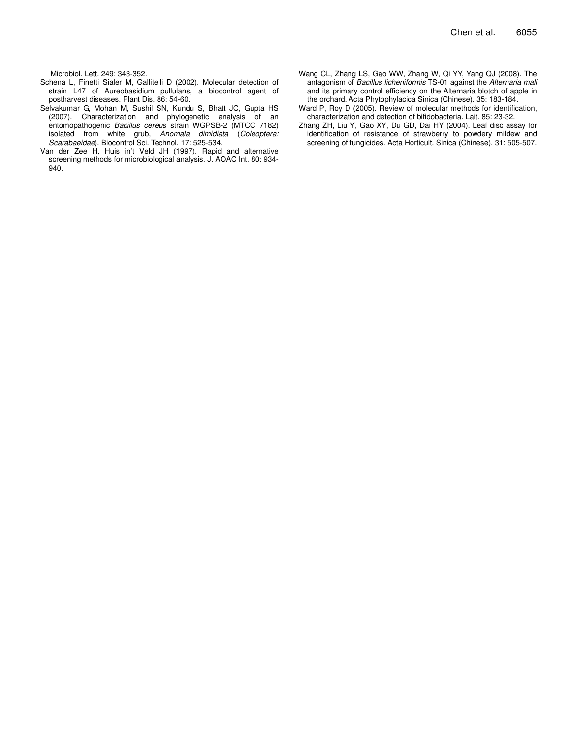Microbiol. Lett. 249: 343-352.

Schena L, Finetti Sialer M, Gallitelli D (2002). Molecular detection of strain L47 of Aureobasidium pullulans, a biocontrol agent of postharvest diseases. Plant Dis. 86: 54-60.

Selvakumar G, Mohan M, Sushil SN, Kundu S, Bhatt JC, Gupta HS (2007). Characterization and phylogenetic analysis of an entomopathogenic *Bacillus cereus* strain WGPSB-2 (MTCC 7182) isolated from white grub, *Anomala dimidiata* (*Coleoptera: Scarabaeidae*). Biocontrol Sci. Technol. 17: 525-534.

Van der Zee H, Huis in't Veld JH (1997). Rapid and alternative screening methods for microbiological analysis. J. AOAC Int. 80: 934-940.

Wang CL, Zhang LS, Gao WW, Zhang W, Qi YY, Yang QJ (2008). The antagonism of *Bacillus licheniformis* TS-01 against the *Alternaria mali* and its primary control efficiency on the Alternaria blotch of apple in the orchard. Acta Phytophylacica Sinica (Chinese). 35: 183-184.

Ward P, Roy D (2005). Review of molecular methods for identification, characterization and detection of bifidobacteria. Lait. 85: 23-32.

Zhang ZH, Liu Y, Gao XY, Du GD, Dai HY (2004). Leaf disc assay for identification of resistance of strawberry to powdery mildew and screening of fungicides. Acta Horticult. Sinica (Chinese). 31: 505-507.